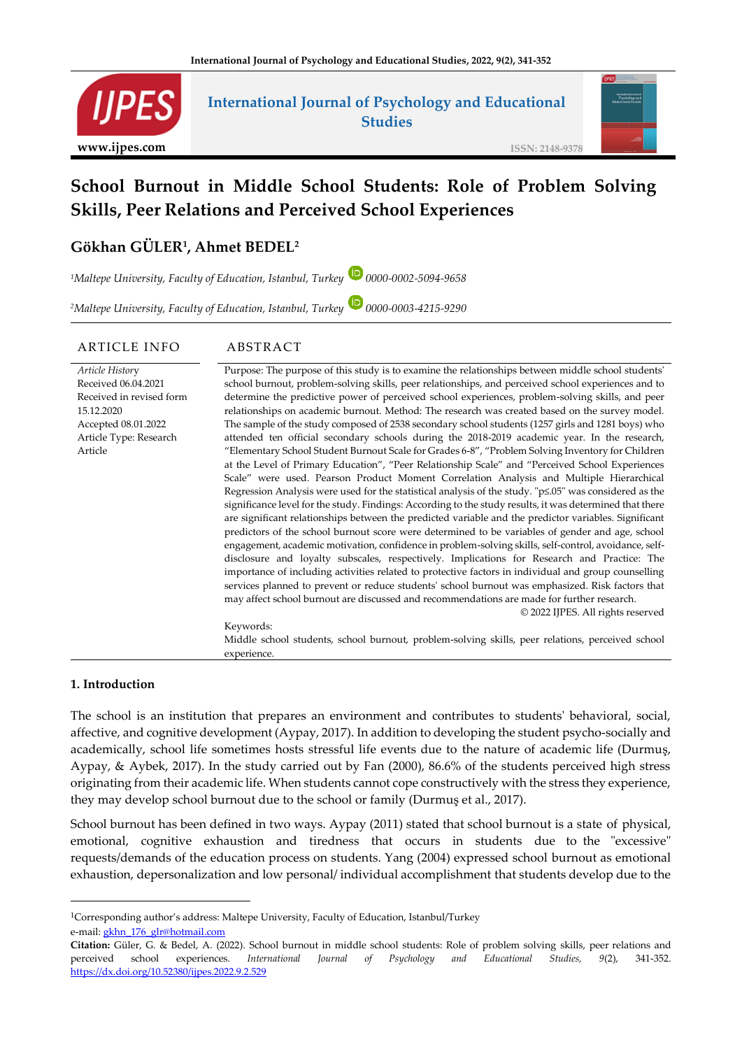# School Burnout in Middle School Students: Role of Problem Solving Skills, Peer Relations and Perceived School Experiences

## Gökhan GÜLER[1], Ahmet BEDEL[2]

[1]*Maltepe University, Faculty of Education, Istanbul, Turkey* 0000-0002-5094-9658

[2]*Maltepe University, Faculty of Education, Istanbul, Turkey* 0000-0003-4215-9290

**ARTICLE INFO**

*Article History*
Received 06.04.2021
Received in revised form 15.12.2020
Accepted 08.01.2022
Article Type: Research Article

**ABSTRACT**

Purpose: The purpose of this study is to examine the relationships between middle school students' school burnout, problem-solving skills, peer relationships, and perceived school experiences and to determine the predictive power of perceived school experiences, problem-solving skills, and peer relationships on academic burnout. Method: The research was created based on the survey model. The sample of the study composed of 2538 secondary school students (1257 girls and 1281 boys) who attended ten official secondary schools during the 2018-2019 academic year. In the research, "Elementary School Student Burnout Scale for Grades 6-8", "Problem Solving Inventory for Children at the Level of Primary Education", "Peer Relationship Scale" and "Perceived School Experiences Scale" were used. Pearson Product Moment Correlation Analysis and Multiple Hierarchical Regression Analysis were used for the statistical analysis of the study. "p≤.05" was considered as the significance level for the study. Findings: According to the study results, it was determined that there are significant relationships between the predicted variable and the predictor variables. Significant predictors of the school burnout score were determined to be variables of gender and age, school engagement, academic motivation, confidence in problem-solving skills, self-control, avoidance, self-disclosure and loyalty subscales, respectively. Implications for Research and Practice: The importance of including activities related to protective factors in individual and group counselling services planned to prevent or reduce students' school burnout was emphasized. Risk factors that may affect school burnout are discussed and recommendations are made for further research.

© 2022 IJPES. All rights reserved

Keywords:
Middle school students, school burnout, problem-solving skills, peer relations, perceived school experience.

### 1. Introduction

The school is an institution that prepares an environment and contributes to students' behavioral, social, affective, and cognitive development (Aypay, 2017). In addition to developing the student psycho-socially and academically, school life sometimes hosts stressful life events due to the nature of academic life (Durmuş, Aypay, & Aybek, 2017). In the study carried out by Fan (2000), 86.6% of the students perceived high stress originating from their academic life. When students cannot cope constructively with the stress they experience, they may develop school burnout due to the school or family (Durmuş et al., 2017).

School burnout has been defined in two ways. Aypay (2011) stated that school burnout is a state of physical, emotional, cognitive exhaustion and tiredness that occurs in students due to the "excessive" requests/demands of the education process on students. Yang (2004) expressed school burnout as emotional exhaustion, depersonalization and low personal/ individual accomplishment that students develop due to the

[1]Corresponding author's address: Maltepe University, Faculty of Education, Istanbul/Turkey
e-mail: gkhn_176_glr@hotmail.com

**Citation:** Güler, G. & Bedel, A. (2022). School burnout in middle school students: Role of problem solving skills, peer relations and perceived school experiences. *International Journal of Psychology and Educational Studies, 9*(2), 341-352. https://dx.doi.org/10.52380/ijpes.2022.9.2.529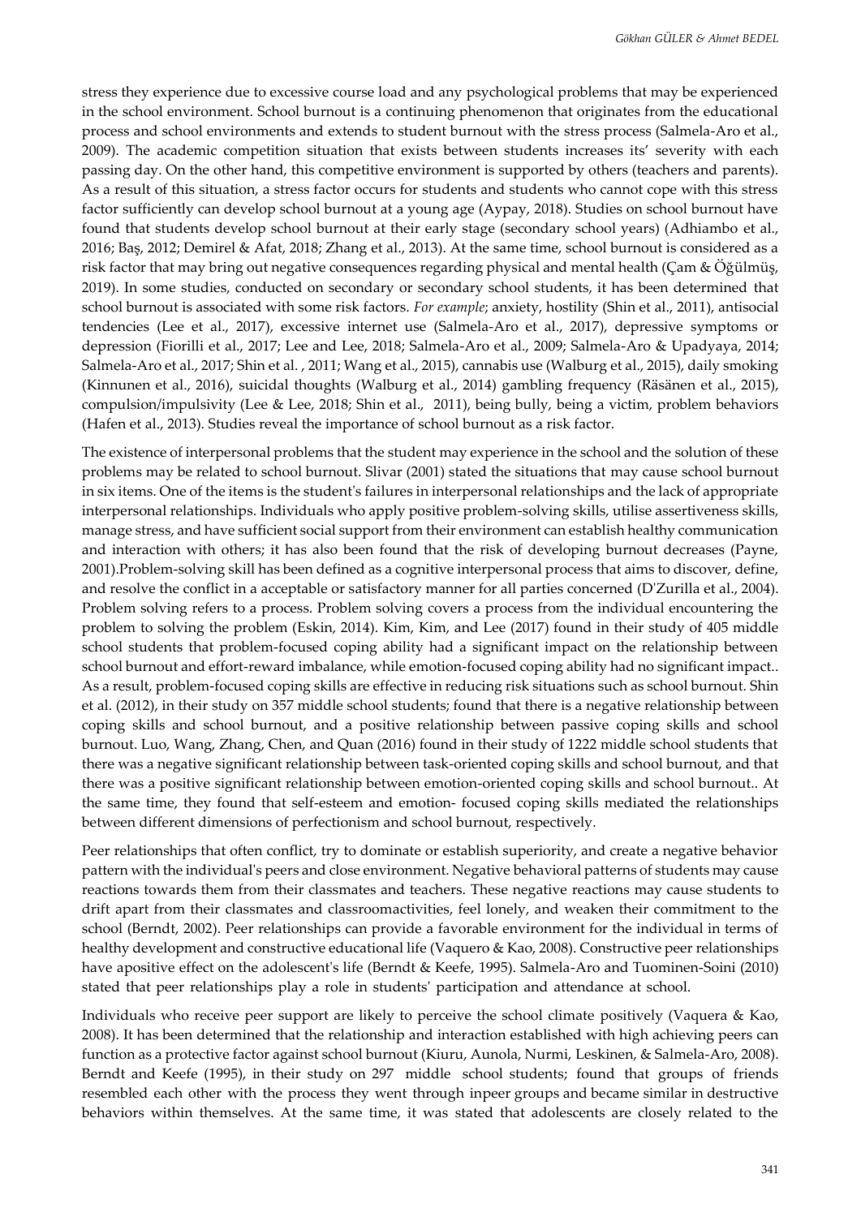stress they experience due to excessive course load and any psychological problems that may be experienced in the school environment. School burnout is a continuing phenomenon that originates from the educational process and school environments and extends to student burnout with the stress process (Salmela-Aro et al., 2009). The academic competition situation that exists between students increases its' severity with each passing day. On the other hand, this competitive environment is supported by others (teachers and parents). As a result of this situation, a stress factor occurs for students and students who cannot cope with this stress factor sufficiently can develop school burnout at a young age (Aypay, 2018). Studies on school burnout have found that students develop school burnout at their early stage (secondary school years) (Adhiambo et al., 2016; Baş, 2012; Demirel & Afat, 2018; Zhang et al., 2013). At the same time, school burnout is considered as a risk factor that may bring out negative consequences regarding physical and mental health (Çam & Öğülmüş, 2019). In some studies, conducted on secondary or secondary school students, it has been determined that school burnout is associated with some risk factors. *For example*; anxiety, hostility (Shin et al., 2011), antisocial tendencies (Lee et al., 2017), excessive internet use (Salmela-Aro et al., 2017), depressive symptoms or depression (Fiorilli et al., 2017; Lee and Lee, 2018; Salmela-Aro et al., 2009; Salmela-Aro & Upadyaya, 2014; Salmela-Aro et al., 2017; Shin et al. , 2011; Wang et al., 2015), cannabis use (Walburg et al., 2015), daily smoking (Kinnunen et al., 2016), suicidal thoughts (Walburg et al., 2014) gambling frequency (Räsänen et al., 2015), compulsion/impulsivity (Lee & Lee, 2018; Shin et al., 2011), being bully, being a victim, problem behaviors (Hafen et al., 2013). Studies reveal the importance of school burnout as a risk factor.

The existence of interpersonal problems that the student may experience in the school and the solution of these problems may be related to school burnout. Slivar (2001) stated the situations that may cause school burnout in six items. One of the items is the student's failures in interpersonal relationships and the lack of appropriate interpersonal relationships. Individuals who apply positive problem-solving skills, utilise assertiveness skills, manage stress, and have sufficient social support from their environment can establish healthy communication and interaction with others; it has also been found that the risk of developing burnout decreases (Payne, 2001).Problem-solving skill has been defined as a cognitive interpersonal process that aims to discover, define, and resolve the conflict in a acceptable or satisfactory manner for all parties concerned (D'Zurilla et al., 2004). Problem solving refers to a process. Problem solving covers a process from the individual encountering the problem to solving the problem (Eskin, 2014). Kim, Kim, and Lee (2017) found in their study of 405 middle school students that problem-focused coping ability had a significant impact on the relationship between school burnout and effort-reward imbalance, while emotion-focused coping ability had no significant impact.. As a result, problem-focused coping skills are effective in reducing risk situations such as school burnout. Shin et al. (2012), in their study on 357 middle school students; found that there is a negative relationship between coping skills and school burnout, and a positive relationship between passive coping skills and school burnout. Luo, Wang, Zhang, Chen, and Quan (2016) found in their study of 1222 middle school students that there was a negative significant relationship between task-oriented coping skills and school burnout, and that there was a positive significant relationship between emotion-oriented coping skills and school burnout.. At the same time, they found that self-esteem and emotion- focused coping skills mediated the relationships between different dimensions of perfectionism and school burnout, respectively.

Peer relationships that often conflict, try to dominate or establish superiority, and create a negative behavior pattern with the individual's peers and close environment. Negative behavioral patterns of students may cause reactions towards them from their classmates and teachers. These negative reactions may cause students to drift apart from their classmates and classroomactivities, feel lonely, and weaken their commitment to the school (Berndt, 2002). Peer relationships can provide a favorable environment for the individual in terms of healthy development and constructive educational life (Vaquero & Kao, 2008). Constructive peer relationships have apositive effect on the adolescent's life (Berndt & Keefe, 1995). Salmela-Aro and Tuominen-Soini (2010) stated that peer relationships play a role in students' participation and attendance at school.

Individuals who receive peer support are likely to perceive the school climate positively (Vaquera & Kao, 2008). It has been determined that the relationship and interaction established with high achieving peers can function as a protective factor against school burnout (Kiuru, Aunola, Nurmi, Leskinen, & Salmela-Aro, 2008). Berndt and Keefe (1995), in their study on 297 middle school students; found that groups of friends resembled each other with the process they went through inpeer groups and became similar in destructive behaviors within themselves. At the same time, it was stated that adolescents are closely related to the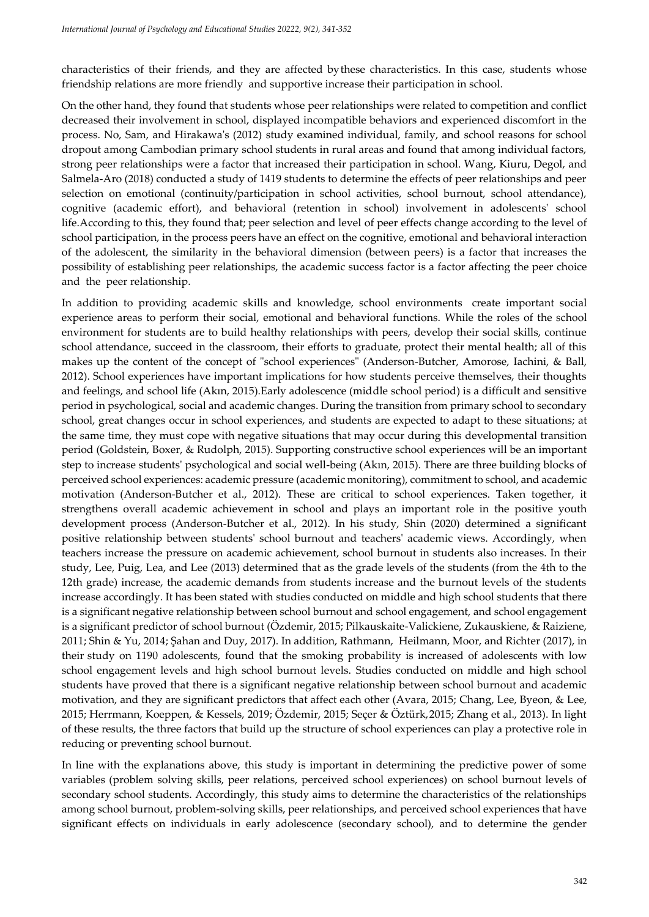characteristics of their friends, and they are affected by these characteristics. In this case, students whose friendship relations are more friendly and supportive increase their participation in school.

On the other hand, they found that students whose peer relationships were related to competition and conflict decreased their involvement in school, displayed incompatible behaviors and experienced discomfort in the process. No, Sam, and Hirakawa's (2012) study examined individual, family, and school reasons for school dropout among Cambodian primary school students in rural areas and found that among individual factors, strong peer relationships were a factor that increased their participation in school. Wang, Kiuru, Degol, and Salmela-Aro (2018) conducted a study of 1419 students to determine the effects of peer relationships and peer selection on emotional (continuity/participation in school activities, school burnout, school attendance), cognitive (academic effort), and behavioral (retention in school) involvement in adolescents' school life.According to this, they found that; peer selection and level of peer effects change according to the level of school participation, in the process peers have an effect on the cognitive, emotional and behavioral interaction of the adolescent, the similarity in the behavioral dimension (between peers) is a factor that increases the possibility of establishing peer relationships, the academic success factor is a factor affecting the peer choice and the peer relationship.

In addition to providing academic skills and knowledge, school environments create important social experience areas to perform their social, emotional and behavioral functions. While the roles of the school environment for students are to build healthy relationships with peers, develop their social skills, continue school attendance, succeed in the classroom, their efforts to graduate, protect their mental health; all of this makes up the content of the concept of "school experiences" (Anderson-Butcher, Amorose, Iachini, & Ball, 2012). School experiences have important implications for how students perceive themselves, their thoughts and feelings, and school life (Akın, 2015).Early adolescence (middle school period) is a difficult and sensitive period in psychological, social and academic changes. During the transition from primary school to secondary school, great changes occur in school experiences, and students are expected to adapt to these situations; at the same time, they must cope with negative situations that may occur during this developmental transition period (Goldstein, Boxer, & Rudolph, 2015). Supporting constructive school experiences will be an important step to increase students' psychological and social well-being (Akın, 2015). There are three building blocks of perceived school experiences: academic pressure (academic monitoring), commitment to school, and academic motivation (Anderson-Butcher et al., 2012). These are critical to school experiences. Taken together, it strengthens overall academic achievement in school and plays an important role in the positive youth development process (Anderson-Butcher et al., 2012). In his study, Shin (2020) determined a significant positive relationship between students' school burnout and teachers' academic views. Accordingly, when teachers increase the pressure on academic achievement, school burnout in students also increases. In their study, Lee, Puig, Lea, and Lee (2013) determined that as the grade levels of the students (from the 4th to the 12th grade) increase, the academic demands from students increase and the burnout levels of the students increase accordingly. It has been stated with studies conducted on middle and high school students that there is a significant negative relationship between school burnout and school engagement, and school engagement is a significant predictor of school burnout (Özdemir, 2015; Pilkauskaite-Valickiene, Zukauskiene, & Raiziene, 2011; Shin & Yu, 2014; Şahan and Duy, 2017). In addition, Rathmann, Heilmann, Moor, and Richter (2017), in their study on 1190 adolescents, found that the smoking probability is increased of adolescents with low school engagement levels and high school burnout levels. Studies conducted on middle and high school students have proved that there is a significant negative relationship between school burnout and academic motivation, and they are significant predictors that affect each other (Avara, 2015; Chang, Lee, Byeon, & Lee, 2015; Herrmann, Koeppen, & Kessels, 2019; Özdemir, 2015; Seçer & Öztürk,2015; Zhang et al., 2013). In light of these results, the three factors that build up the structure of school experiences can play a protective role in reducing or preventing school burnout.

In line with the explanations above, this study is important in determining the predictive power of some variables (problem solving skills, peer relations, perceived school experiences) on school burnout levels of secondary school students. Accordingly, this study aims to determine the characteristics of the relationships among school burnout, problem-solving skills, peer relationships, and perceived school experiences that have significant effects on individuals in early adolescence (secondary school), and to determine the gender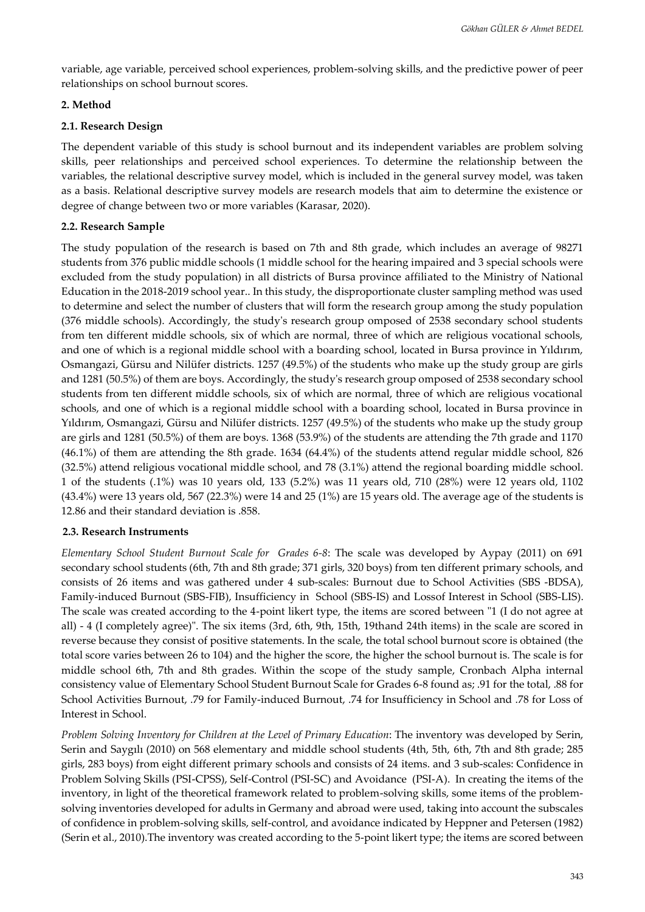variable, age variable, perceived school experiences, problem-solving skills, and the predictive power of peer relationships on school burnout scores.

## 2. Method

### 2.1. Research Design

The dependent variable of this study is school burnout and its independent variables are problem solving skills, peer relationships and perceived school experiences. To determine the relationship between the variables, the relational descriptive survey model, which is included in the general survey model, was taken as a basis. Relational descriptive survey models are research models that aim to determine the existence or degree of change between two or more variables (Karasar, 2020).

### 2.2. Research Sample

The study population of the research is based on 7th and 8th grade, which includes an average of 98271 students from 376 public middle schools (1 middle school for the hearing impaired and 3 special schools were excluded from the study population) in all districts of Bursa province affiliated to the Ministry of National Education in the 2018-2019 school year.. In this study, the disproportionate cluster sampling method was used to determine and select the number of clusters that will form the research group among the study population (376 middle schools). Accordingly, the study's research group omposed of 2538 secondary school students from ten different middle schools, six of which are normal, three of which are religious vocational schools, and one of which is a regional middle school with a boarding school, located in Bursa province in Yıldırım, Osmangazi, Gürsu and Nilüfer districts. 1257 (49.5%) of the students who make up the study group are girls and 1281 (50.5%) of them are boys. Accordingly, the study's research group omposed of 2538 secondary school students from ten different middle schools, six of which are normal, three of which are religious vocational schools, and one of which is a regional middle school with a boarding school, located in Bursa province in Yıldırım, Osmangazi, Gürsu and Nilüfer districts. 1257 (49.5%) of the students who make up the study group are girls and 1281 (50.5%) of them are boys. 1368 (53.9%) of the students are attending the 7th grade and 1170 (46.1%) of them are attending the 8th grade. 1634 (64.4%) of the students attend regular middle school, 826 (32.5%) attend religious vocational middle school, and 78 (3.1%) attend the regional boarding middle school. 1 of the students (.1%) was 10 years old, 133 (5.2%) was 11 years old, 710 (28%) were 12 years old, 1102 (43.4%) were 13 years old, 567 (22.3%) were 14 and 25 (1%) are 15 years old. The average age of the students is 12.86 and their standard deviation is .858.

### 2.3. Research Instruments

*Elementary School Student Burnout Scale for Grades 6-8*: The scale was developed by Aypay (2011) on 691 secondary school students (6th, 7th and 8th grade; 371 girls, 320 boys) from ten different primary schools, and consists of 26 items and was gathered under 4 sub-scales: Burnout due to School Activities (SBS -BDSA), Family-induced Burnout (SBS-FIB), Insufficiency in School (SBS-IS) and Lossof Interest in School (SBS-LIS). The scale was created according to the 4-point likert type, the items are scored between "1 (I do not agree at all) - 4 (I completely agree)". The six items (3rd, 6th, 9th, 15th, 19thand 24th items) in the scale are scored in reverse because they consist of positive statements. In the scale, the total school burnout score is obtained (the total score varies between 26 to 104) and the higher the score, the higher the school burnout is. The scale is for middle school 6th, 7th and 8th grades. Within the scope of the study sample, Cronbach Alpha internal consistency value of Elementary School Student Burnout Scale for Grades 6-8 found as; .91 for the total, .88 for School Activities Burnout, .79 for Family-induced Burnout, .74 for Insufficiency in School and .78 for Loss of Interest in School.

*Problem Solving Inventory for Children at the Level of Primary Education*: The inventory was developed by Serin, Serin and Saygılı (2010) on 568 elementary and middle school students (4th, 5th, 6th, 7th and 8th grade; 285 girls, 283 boys) from eight different primary schools and consists of 24 items. and 3 sub-scales: Confidence in Problem Solving Skills (PSI-CPSS), Self-Control (PSI-SC) and Avoidance (PSI-A). In creating the items of the inventory, in light of the theoretical framework related to problem-solving skills, some items of the problem-solving inventories developed for adults in Germany and abroad were used, taking into account the subscales of confidence in problem-solving skills, self-control, and avoidance indicated by Heppner and Petersen (1982) (Serin et al., 2010).The inventory was created according to the 5-point likert type; the items are scored between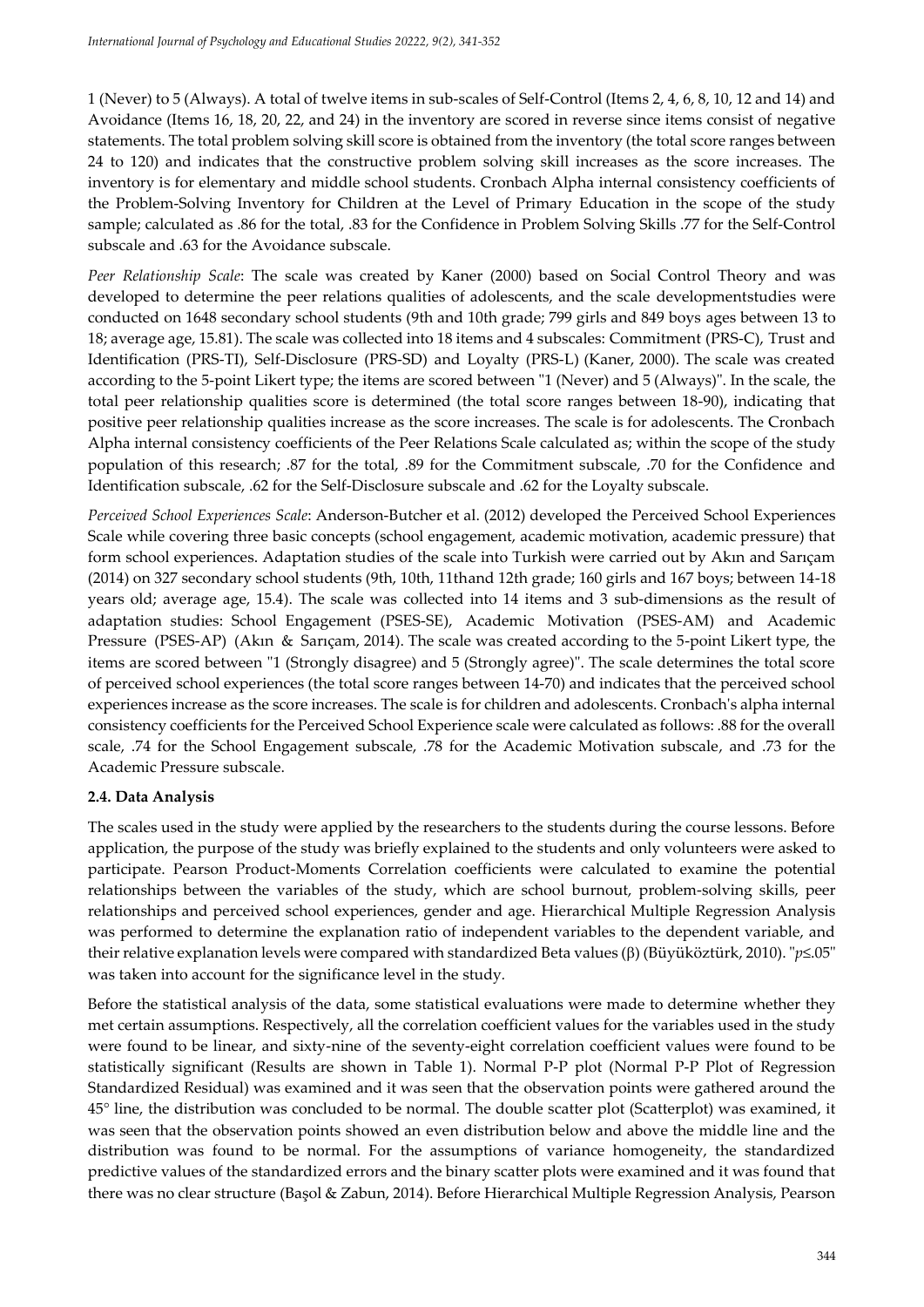1 (Never) to 5 (Always). A total of twelve items in sub-scales of Self-Control (Items 2, 4, 6, 8, 10, 12 and 14) and Avoidance (Items 16, 18, 20, 22, and 24) in the inventory are scored in reverse since items consist of negative statements. The total problem solving skill score is obtained from the inventory (the total score ranges between 24 to 120) and indicates that the constructive problem solving skill increases as the score increases. The inventory is for elementary and middle school students. Cronbach Alpha internal consistency coefficients of the Problem-Solving Inventory for Children at the Level of Primary Education in the scope of the study sample; calculated as .86 for the total, .83 for the Confidence in Problem Solving Skills .77 for the Self-Control subscale and .63 for the Avoidance subscale.

*Peer Relationship Scale*: The scale was created by Kaner (2000) based on Social Control Theory and was developed to determine the peer relations qualities of adolescents, and the scale developmentstudies were conducted on 1648 secondary school students (9th and 10th grade; 799 girls and 849 boys ages between 13 to 18; average age, 15.81). The scale was collected into 18 items and 4 subscales: Commitment (PRS-C), Trust and Identification (PRS-TI), Self-Disclosure (PRS-SD) and Loyalty (PRS-L) (Kaner, 2000). The scale was created according to the 5-point Likert type; the items are scored between "1 (Never) and 5 (Always)". In the scale, the total peer relationship qualities score is determined (the total score ranges between 18-90), indicating that positive peer relationship qualities increase as the score increases. The scale is for adolescents. The Cronbach Alpha internal consistency coefficients of the Peer Relations Scale calculated as; within the scope of the study population of this research; .87 for the total, .89 for the Commitment subscale, .70 for the Confidence and Identification subscale, .62 for the Self-Disclosure subscale and .62 for the Loyalty subscale.

*Perceived School Experiences Scale*: Anderson-Butcher et al. (2012) developed the Perceived School Experiences Scale while covering three basic concepts (school engagement, academic motivation, academic pressure) that form school experiences. Adaptation studies of the scale into Turkish were carried out by Akın and Sarıçam (2014) on 327 secondary school students (9th, 10th, 11thand 12th grade; 160 girls and 167 boys; between 14-18 years old; average age, 15.4). The scale was collected into 14 items and 3 sub-dimensions as the result of adaptation studies: School Engagement (PSES-SE), Academic Motivation (PSES-AM) and Academic Pressure (PSES-AP) (Akın & Sarıçam, 2014). The scale was created according to the 5-point Likert type, the items are scored between "1 (Strongly disagree) and 5 (Strongly agree)". The scale determines the total score of perceived school experiences (the total score ranges between 14-70) and indicates that the perceived school experiences increase as the score increases. The scale is for children and adolescents. Cronbach's alpha internal consistency coefficients for the Perceived School Experience scale were calculated as follows: .88 for the overall scale, .74 for the School Engagement subscale, .78 for the Academic Motivation subscale, and .73 for the Academic Pressure subscale.

### 2.4. Data Analysis

The scales used in the study were applied by the researchers to the students during the course lessons. Before application, the purpose of the study was briefly explained to the students and only volunteers were asked to participate. Pearson Product-Moments Correlation coefficients were calculated to examine the potential relationships between the variables of the study, which are school burnout, problem-solving skills, peer relationships and perceived school experiences, gender and age. Hierarchical Multiple Regression Analysis was performed to determine the explanation ratio of independent variables to the dependent variable, and their relative explanation levels were compared with standardized Beta values (β) (Büyüköztürk, 2010). "$p \leq .05$" was taken into account for the significance level in the study.

Before the statistical analysis of the data, some statistical evaluations were made to determine whether they met certain assumptions. Respectively, all the correlation coefficient values for the variables used in the study were found to be linear, and sixty-nine of the seventy-eight correlation coefficient values were found to be statistically significant (Results are shown in Table 1). Normal P-P plot (Normal P-P Plot of Regression Standardized Residual) was examined and it was seen that the observation points were gathered around the 45° line, the distribution was concluded to be normal. The double scatter plot (Scatterplot) was examined, it was seen that the observation points showed an even distribution below and above the middle line and the distribution was found to be normal. For the assumptions of variance homogeneity, the standardized predictive values of the standardized errors and the binary scatter plots were examined and it was found that there was no clear structure (Başol & Zabun, 2014). Before Hierarchical Multiple Regression Analysis, Pearson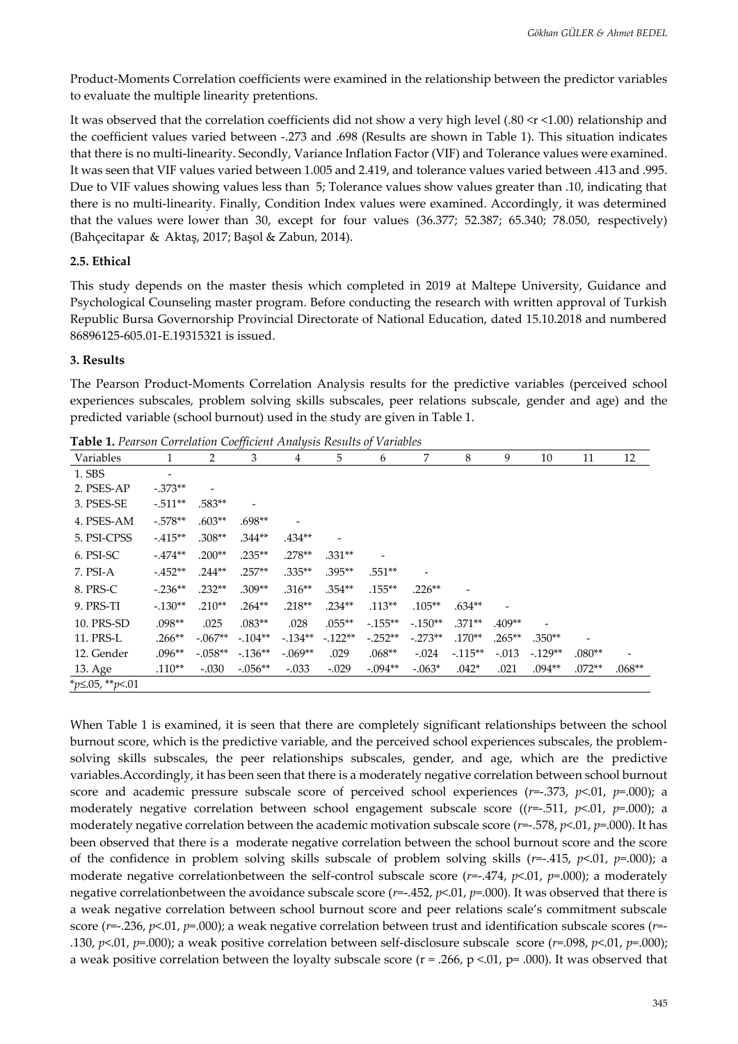Product-Moments Correlation coefficients were examined in the relationship between the predictor variables to evaluate the multiple linearity pretentions.

It was observed that the correlation coefficients did not show a very high level (.80 <r <1.00) relationship and the coefficient values varied between -.273 and .698 (Results are shown in Table 1). This situation indicates that there is no multi-linearity. Secondly, Variance Inflation Factor (VIF) and Tolerance values were examined. It was seen that VIF values varied between 1.005 and 2.419, and tolerance values varied between .413 and .995. Due to VIF values showing values less than 5; Tolerance values show values greater than .10, indicating that there is no multi-linearity. Finally, Condition Index values were examined. Accordingly, it was determined that the values were lower than 30, except for four values (36.377; 52.387; 65.340; 78.050, respectively) (Bahçecitapar & Aktaş, 2017; Başol & Zabun, 2014).

### 2.5. Ethical

This study depends on the master thesis which completed in 2019 at Maltepe University, Guidance and Psychological Counseling master program. Before conducting the research with written approval of Turkish Republic Bursa Governorship Provincial Directorate of National Education, dated 15.10.2018 and numbered 86896125-605.01-E.19315321 is issued.

## 3. Results

The Pearson Product-Moments Correlation Analysis results for the predictive variables (perceived school experiences subscales, problem solving skills subscales, peer relations subscale, gender and age) and the predicted variable (school burnout) used in the study are given in Table 1.

**Table 1.** *Pearson Correlation Coefficient Analysis Results of Variables*

| Variables | 1 | 2 | 3 | 4 | 5 | 6 | 7 | 8 | 9 | 10 | 11 | 12 |
|---|---|---|---|---|---|---|---|---|---|---|---|---|
| 1. SBS | - | | | | | | | | | | | |
| 2. PSES-AP | -.373** | - | | | | | | | | | | |
| 3. PSES-SE | -.511** | .583** | - | | | | | | | | | |
| 4. PSES-AM | -.578** | .603** | .698** | - | | | | | | | | |
| 5. PSI-CPSS | -.415** | .308** | .344** | .434** | - | | | | | | | |
| 6. PSI-SC | -.474** | .200** | .235** | .278** | .331** | - | | | | | | |
| 7. PSI-A | -.452** | .244** | .257** | .335** | .395** | .551** | - | | | | | |
| 8. PRS-C | -.236** | .232** | .309** | .316** | .354** | .155** | .226** | - | | | | |
| 9. PRS-TI | -.130** | .210** | .264** | .218** | .234** | .113** | .105** | .634** | - | | | |
| 10. PRS-SD | .098** | .025 | .083** | .028 | .055** | -.155** | -.150** | .371** | .409** | - | | |
| 11. PRS-L | .266** | -.067** | -.104** | -.134** | -.122** | -.252** | -.273** | .170** | .265** | .350** | - | |
| 12. Gender | .096** | -.058** | -.136** | -.069** | .029 | .068** | -.024 | -.115** | -.013 | -.129** | .080** | - |
| 13. Age | .110** | -.030 | -.056** | -.033 | -.029 | -.094** | -.063* | .042* | .021 | .094** | .072** | .068** |

*$p \leq .05$, **$p < .01$

When Table 1 is examined, it is seen that there are completely significant relationships between the school burnout score, which is the predictive variable, and the perceived school experiences subscales, the problem-solving skills subscales, the peer relationships subscales, gender, and age, which are the predictive variables.Accordingly, it has been seen that there is a moderately negative correlation between school burnout score and academic pressure subscale score of perceived school experiences ($r$=-.373, $p$<.01, $p$=.000); a moderately negative correlation between school engagement subscale score (($r$=-.511, $p$<.01, $p$=.000); a moderately negative correlation between the academic motivation subscale score ($r$=-.578, $p$<.01, $p$=.000). It has been observed that there is a moderate negative correlation between the school burnout score and the score of the confidence in problem solving skills subscale of problem solving skills ($r$=-.415, $p$<.01, $p$=.000); a moderate negative correlationbetween the self-control subscale score ($r$=-.474, $p$<.01, $p$=.000); a moderately negative correlationbetween the avoidance subscale score ($r$=-.452, $p$<.01, $p$=.000). It was observed that there is a weak negative correlation between school burnout score and peer relations scale's commitment subscale score ($r$=-.236, $p$<.01, $p$=.000); a weak negative correlation between trust and identification subscale scores ($r$=-.130, $p$<.01, $p$=.000); a weak positive correlation between self-disclosure subscale score ($r$=.098, $p$<.01, $p$=.000); a weak positive correlation between the loyalty subscale score (r = .266, p <.01, p= .000). It was observed that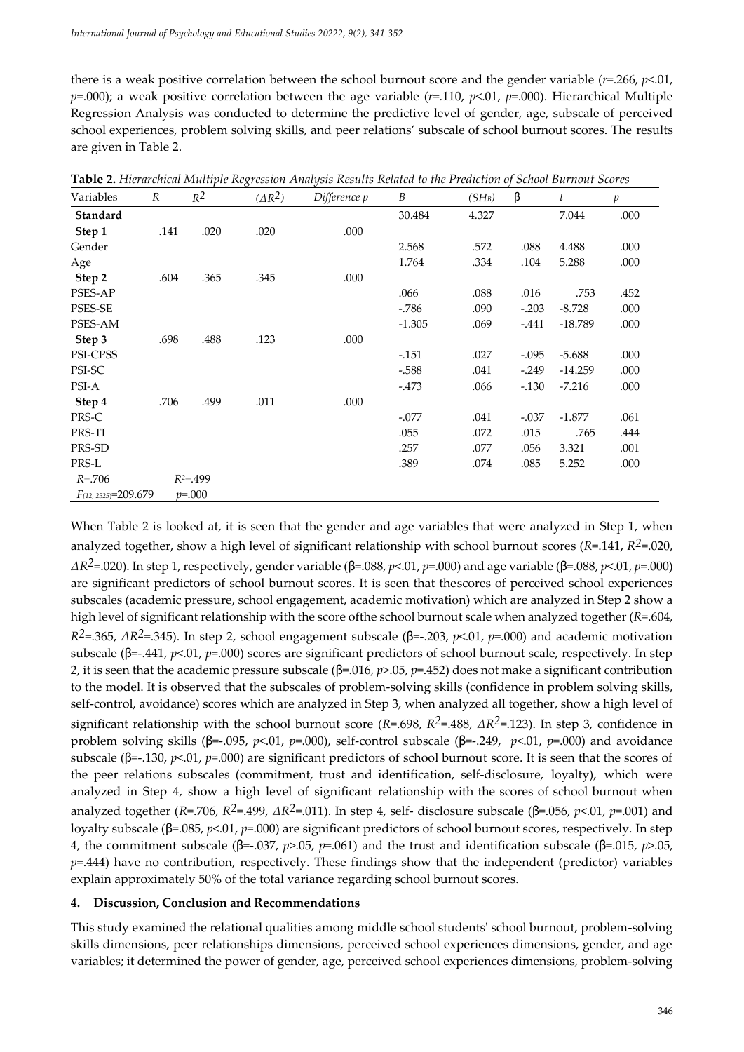there is a weak positive correlation between the school burnout score and the gender variable ($r$=.266, $p$<.01, $p$=.000); a weak positive correlation between the age variable ($r$=.110, $p$<.01, $p$=.000). Hierarchical Multiple Regression Analysis was conducted to determine the predictive level of gender, age, subscale of perceived school experiences, problem solving skills, and peer relations' subscale of school burnout scores. The results are given in Table 2.

**Table 2.** *Hierarchical Multiple Regression Analysis Results Related to the Prediction of School Burnout Scores*

| Variables | $R$ | $R^2$ | $(\Delta R^2)$ | *Difference p* | $B$ | $(SH_B)$ | β | $t$ | $p$ |
|---|---|---|---|---|---|---|---|---|---|
| **Standard** | | | | | 30.484 | 4.327 | | 7.044 | .000 |
| **Step 1** | .141 | .020 | .020 | .000 | | | | | |
| Gender | | | | | 2.568 | .572 | .088 | 4.488 | .000 |
| Age | | | | | 1.764 | .334 | .104 | 5.288 | .000 |
| **Step 2** | .604 | .365 | .345 | .000 | | | | | |
| PSES-AP | | | | | .066 | .088 | .016 | .753 | .452 |
| PSES-SE | | | | | -.786 | .090 | -.203 | -8.728 | .000 |
| PSES-AM | | | | | -1.305 | .069 | -.441 | -18.789 | .000 |
| **Step 3** | .698 | .488 | .123 | .000 | | | | | |
| PSI-CPSS | | | | | -.151 | .027 | -.095 | -5.688 | .000 |
| PSI-SC | | | | | -.588 | .041 | -.249 | -14.259 | .000 |
| PSI-A | | | | | -.473 | .066 | -.130 | -7.216 | .000 |
| **Step 4** | .706 | .499 | .011 | .000 | | | | | |
| PRS-C | | | | | -.077 | .041 | -.037 | -1.877 | .061 |
| PRS-TI | | | | | .055 | .072 | .015 | .765 | .444 |
| PRS-SD | | | | | .257 | .077 | .056 | 3.321 | .001 |
| PRS-L | | | | | .389 | .074 | .085 | 5.252 | .000 |
| $R$=.706 | $R^2$=.499 | | | | | | | | |
| $F_{(12, 2525)}$=209.679 | $p$=.000 | | | | | | | | |

When Table 2 is looked at, it is seen that the gender and age variables that were analyzed in Step 1, when analyzed together, show a high level of significant relationship with school burnout scores ($R$=.141, $R^2$=.020, $\Delta R^2$=.020). In step 1, respectively, gender variable (β=.088, $p$<.01, $p$=.000) and age variable (β=.088, $p$<.01, $p$=.000) are significant predictors of school burnout scores. It is seen that thescores of perceived school experiences subscales (academic pressure, school engagement, academic motivation) which are analyzed in Step 2 show a high level of significant relationship with the score ofthe school burnout scale when analyzed together ($R$=.604, $R^2$=.365, $\Delta R^2$=.345). In step 2, school engagement subscale (β=-.203, $p$<.01, $p$=.000) and academic motivation subscale (β=-.441, $p$<.01, $p$=.000) scores are significant predictors of school burnout scale, respectively. In step 2, it is seen that the academic pressure subscale (β=.016, $p$>.05, $p$=.452) does not make a significant contribution to the model. It is observed that the subscales of problem-solving skills (confidence in problem solving skills, self-control, avoidance) scores which are analyzed in Step 3, when analyzed all together, show a high level of significant relationship with the school burnout score ($R$=.698, $R^2$=.488, $\Delta R^2$=.123). In step 3, confidence in problem solving skills (β=-.095, $p$<.01, $p$=.000), self-control subscale (β=-.249, $p$<.01, $p$=.000) and avoidance subscale (β=-.130, $p$<.01, $p$=.000) are significant predictors of school burnout score. It is seen that the scores of the peer relations subscales (commitment, trust and identification, self-disclosure, loyalty), which were analyzed in Step 4, show a high level of significant relationship with the scores of school burnout when analyzed together ($R$=.706, $R^2$=.499, $\Delta R^2$=.011). In step 4, self- disclosure subscale (β=.056, $p$<.01, $p$=.001) and loyalty subscale (β=.085, $p$<.01, $p$=.000) are significant predictors of school burnout scores, respectively. In step 4, the commitment subscale (β=-.037, $p$>.05, $p$=.061) and the trust and identification subscale (β=.015, $p$>.05, $p$=.444) have no contribution, respectively. These findings show that the independent (predictor) variables explain approximately 50% of the total variance regarding school burnout scores.

## 4. Discussion, Conclusion and Recommendations

This study examined the relational qualities among middle school students' school burnout, problem-solving skills dimensions, peer relationships dimensions, perceived school experiences dimensions, gender, and age variables; it determined the power of gender, age, perceived school experiences dimensions, problem-solving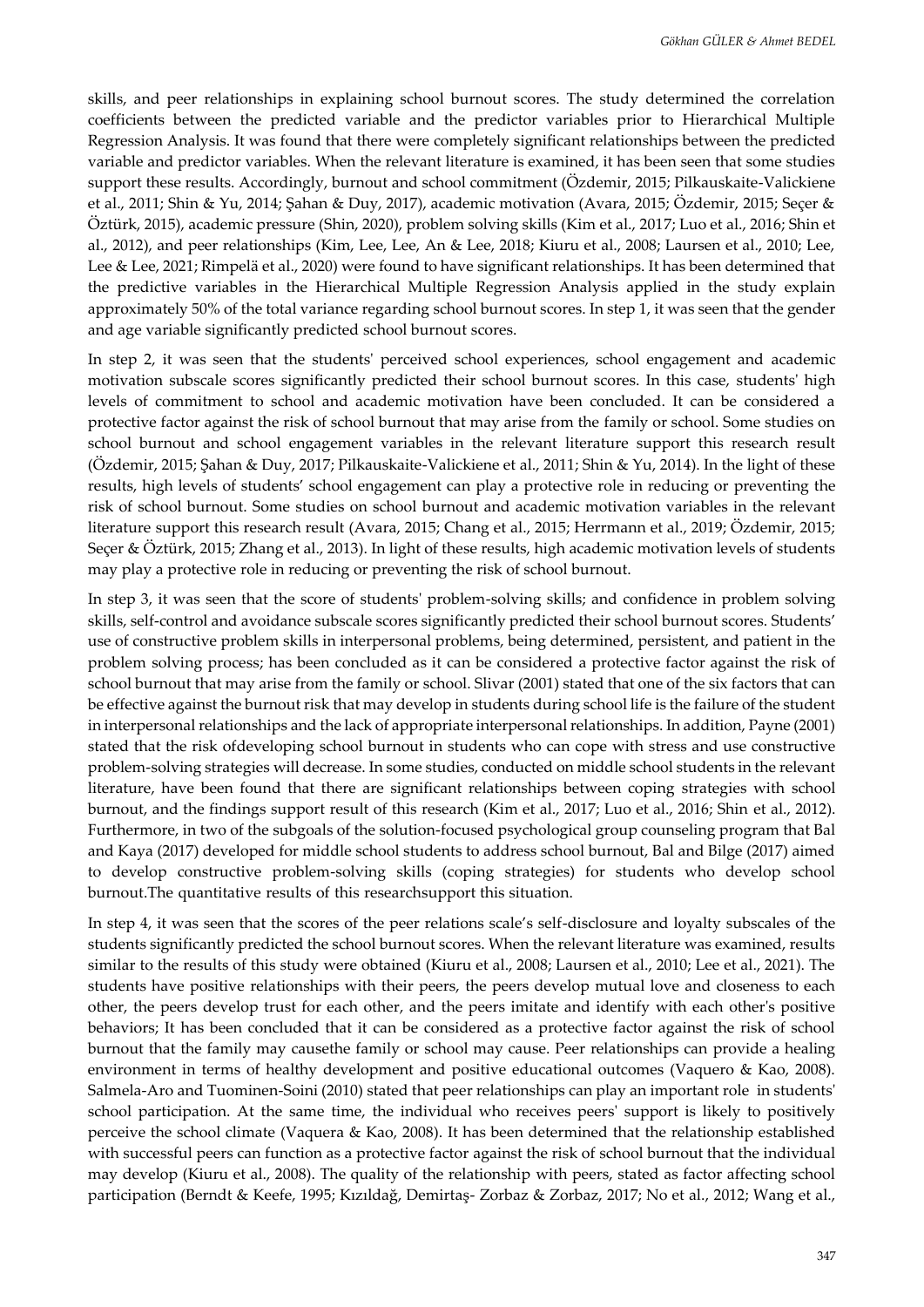skills, and peer relationships in explaining school burnout scores. The study determined the correlation coefficients between the predicted variable and the predictor variables prior to Hierarchical Multiple Regression Analysis. It was found that there were completely significant relationships between the predicted variable and predictor variables. When the relevant literature is examined, it has been seen that some studies support these results. Accordingly, burnout and school commitment (Özdemir, 2015; Pilkauskaite-Valickiene et al., 2011; Shin & Yu, 2014; Şahan & Duy, 2017), academic motivation (Avara, 2015; Özdemir, 2015; Seçer & Öztürk, 2015), academic pressure (Shin, 2020), problem solving skills (Kim et al., 2017; Luo et al., 2016; Shin et al., 2012), and peer relationships (Kim, Lee, Lee, An & Lee, 2018; Kiuru et al., 2008; Laursen et al., 2010; Lee, Lee & Lee, 2021; Rimpelä et al., 2020) were found to have significant relationships. It has been determined that the predictive variables in the Hierarchical Multiple Regression Analysis applied in the study explain approximately 50% of the total variance regarding school burnout scores. In step 1, it was seen that the gender and age variable significantly predicted school burnout scores.

In step 2, it was seen that the students' perceived school experiences, school engagement and academic motivation subscale scores significantly predicted their school burnout scores. In this case, students' high levels of commitment to school and academic motivation have been concluded. It can be considered a protective factor against the risk of school burnout that may arise from the family or school. Some studies on school burnout and school engagement variables in the relevant literature support this research result (Özdemir, 2015; Şahan & Duy, 2017; Pilkauskaite-Valickiene et al., 2011; Shin & Yu, 2014). In the light of these results, high levels of students' school engagement can play a protective role in reducing or preventing the risk of school burnout. Some studies on school burnout and academic motivation variables in the relevant literature support this research result (Avara, 2015; Chang et al., 2015; Herrmann et al., 2019; Özdemir, 2015; Seçer & Öztürk, 2015; Zhang et al., 2013). In light of these results, high academic motivation levels of students may play a protective role in reducing or preventing the risk of school burnout.

In step 3, it was seen that the score of students' problem-solving skills; and confidence in problem solving skills, self-control and avoidance subscale scores significantly predicted their school burnout scores. Students' use of constructive problem skills in interpersonal problems, being determined, persistent, and patient in the problem solving process; has been concluded as it can be considered a protective factor against the risk of school burnout that may arise from the family or school. Slivar (2001) stated that one of the six factors that can be effective against the burnout risk that may develop in students during school life is the failure of the student in interpersonal relationships and the lack of appropriate interpersonal relationships. In addition, Payne (2001) stated that the risk ofdeveloping school burnout in students who can cope with stress and use constructive problem-solving strategies will decrease. In some studies, conducted on middle school students in the relevant literature, have been found that there are significant relationships between coping strategies with school burnout, and the findings support result of this research (Kim et al., 2017; Luo et al., 2016; Shin et al., 2012). Furthermore, in two of the subgoals of the solution-focused psychological group counseling program that Bal and Kaya (2017) developed for middle school students to address school burnout, Bal and Bilge (2017) aimed to develop constructive problem-solving skills (coping strategies) for students who develop school burnout.The quantitative results of this researchsupport this situation.

In step 4, it was seen that the scores of the peer relations scale's self-disclosure and loyalty subscales of the students significantly predicted the school burnout scores. When the relevant literature was examined, results similar to the results of this study were obtained (Kiuru et al., 2008; Laursen et al., 2010; Lee et al., 2021). The students have positive relationships with their peers, the peers develop mutual love and closeness to each other, the peers develop trust for each other, and the peers imitate and identify with each other's positive behaviors; It has been concluded that it can be considered as a protective factor against the risk of school burnout that the family may causethe family or school may cause. Peer relationships can provide a healing environment in terms of healthy development and positive educational outcomes (Vaquero & Kao, 2008). Salmela-Aro and Tuominen-Soini (2010) stated that peer relationships can play an important role in students' school participation. At the same time, the individual who receives peers' support is likely to positively perceive the school climate (Vaquera & Kao, 2008). It has been determined that the relationship established with successful peers can function as a protective factor against the risk of school burnout that the individual may develop (Kiuru et al., 2008). The quality of the relationship with peers, stated as factor affecting school participation (Berndt & Keefe, 1995; Kızıldağ, Demirtaş- Zorbaz & Zorbaz, 2017; No et al., 2012; Wang et al.,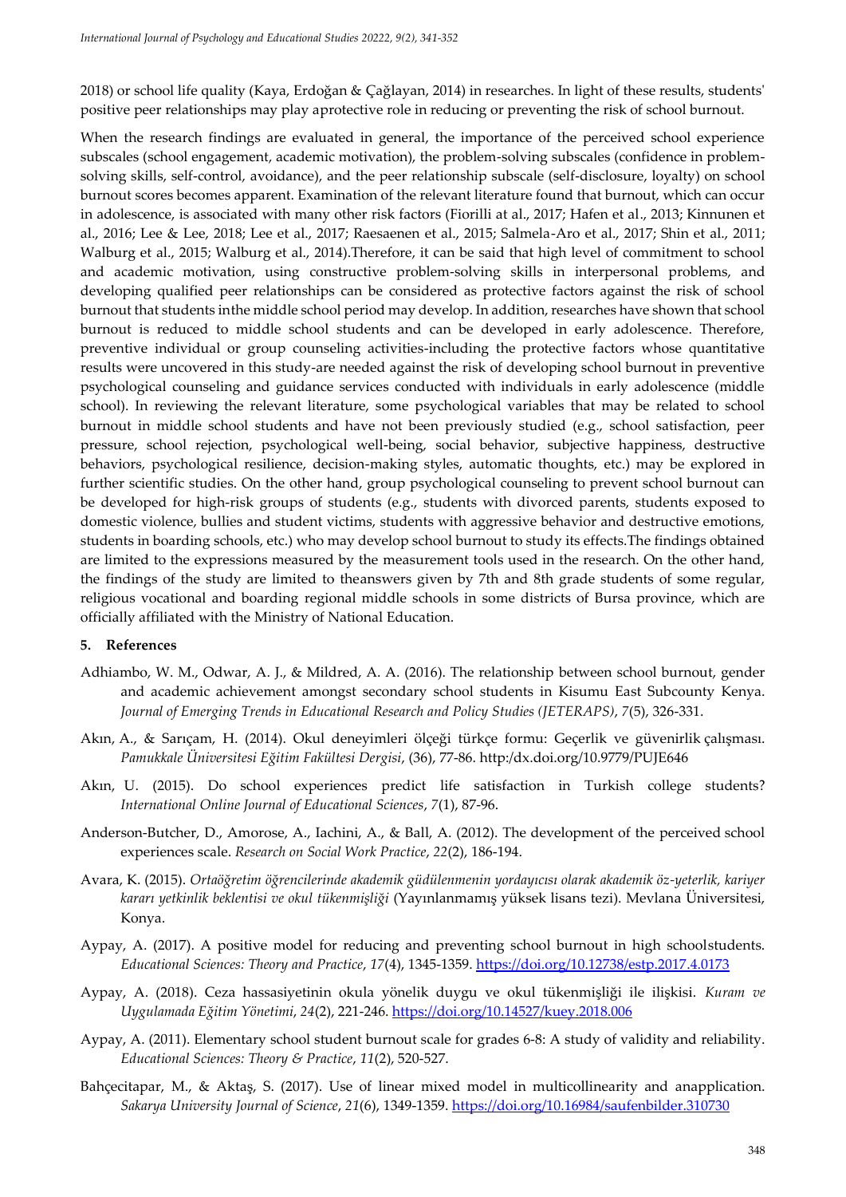2018) or school life quality (Kaya, Erdoğan & Çağlayan, 2014) in researches. In light of these results, students' positive peer relationships may play aprotective role in reducing or preventing the risk of school burnout.

When the research findings are evaluated in general, the importance of the perceived school experience subscales (school engagement, academic motivation), the problem-solving subscales (confidence in problem-solving skills, self-control, avoidance), and the peer relationship subscale (self-disclosure, loyalty) on school burnout scores becomes apparent. Examination of the relevant literature found that burnout, which can occur in adolescence, is associated with many other risk factors (Fiorilli at al., 2017; Hafen et al., 2013; Kinnunen et al., 2016; Lee & Lee, 2018; Lee et al., 2017; Raesaenen et al., 2015; Salmela-Aro et al., 2017; Shin et al., 2011; Walburg et al., 2015; Walburg et al., 2014).Therefore, it can be said that high level of commitment to school and academic motivation, using constructive problem-solving skills in interpersonal problems, and developing qualified peer relationships can be considered as protective factors against the risk of school burnout that students inthe middle school period may develop. In addition, researches have shown that school burnout is reduced to middle school students and can be developed in early adolescence. Therefore, preventive individual or group counseling activities-including the protective factors whose quantitative results were uncovered in this study-are needed against the risk of developing school burnout in preventive psychological counseling and guidance services conducted with individuals in early adolescence (middle school). In reviewing the relevant literature, some psychological variables that may be related to school burnout in middle school students and have not been previously studied (e.g., school satisfaction, peer pressure, school rejection, psychological well-being, social behavior, subjective happiness, destructive behaviors, psychological resilience, decision-making styles, automatic thoughts, etc.) may be explored in further scientific studies. On the other hand, group psychological counseling to prevent school burnout can be developed for high-risk groups of students (e.g., students with divorced parents, students exposed to domestic violence, bullies and student victims, students with aggressive behavior and destructive emotions, students in boarding schools, etc.) who may develop school burnout to study its effects.The findings obtained are limited to the expressions measured by the measurement tools used in the research. On the other hand, the findings of the study are limited to theanswers given by 7th and 8th grade students of some regular, religious vocational and boarding regional middle schools in some districts of Bursa province, which are officially affiliated with the Ministry of National Education.

## 5. References

Adhiambo, W. M., Odwar, A. J., & Mildred, A. A. (2016). The relationship between school burnout, gender and academic achievement amongst secondary school students in Kisumu East Subcounty Kenya. *Journal of Emerging Trends in Educational Research and Policy Studies (JETERAPS)*, *7*(5), 326-331.

Akın, A., & Sarıçam, H. (2014). Okul deneyimleri ölçeği türkçe formu: Geçerlik ve güvenirlik çalışması. *Pamukkale Üniversitesi Eğitim Fakültesi Dergisi*, (36), 77-86. http:/dx.doi.org/10.9779/PUJE646

Akın, U. (2015). Do school experiences predict life satisfaction in Turkish college students? *International Online Journal of Educational Sciences*, *7*(1), 87-96.

Anderson-Butcher, D., Amorose, A., Iachini, A., & Ball, A. (2012). The development of the perceived school experiences scale. *Research on Social Work Practice*, *22*(2), 186-194.

Avara, K. (2015). *Ortaöğretim öğrencilerinde akademik güdülenmenin yordayıcısı olarak akademik öz-yeterlik, kariyer kararı yetkinlik beklentisi ve okul tükenmişliği* (Yayınlanmamış yüksek lisans tezi). Mevlana Üniversitesi, Konya.

Aypay, A. (2017). A positive model for reducing and preventing school burnout in high schoolstudents. *Educational Sciences: Theory and Practice*, *17*(4), 1345-1359. https://doi.org/10.12738/estp.2017.4.0173

Aypay, A. (2018). Ceza hassasiyetinin okula yönelik duygu ve okul tükenmişliği ile ilişkisi. *Kuram ve Uygulamada Eğitim Yönetimi*, *24*(2), 221-246. https://doi.org/10.14527/kuey.2018.006

Aypay, A. (2011). Elementary school student burnout scale for grades 6-8: A study of validity and reliability. *Educational Sciences: Theory & Practice*, *11*(2), 520-527.

Bahçecitapar, M., & Aktaş, S. (2017). Use of linear mixed model in multicollinearity and anapplication. *Sakarya University Journal of Science*, *21*(6), 1349-1359. https://doi.org/10.16984/saufenbilder.310730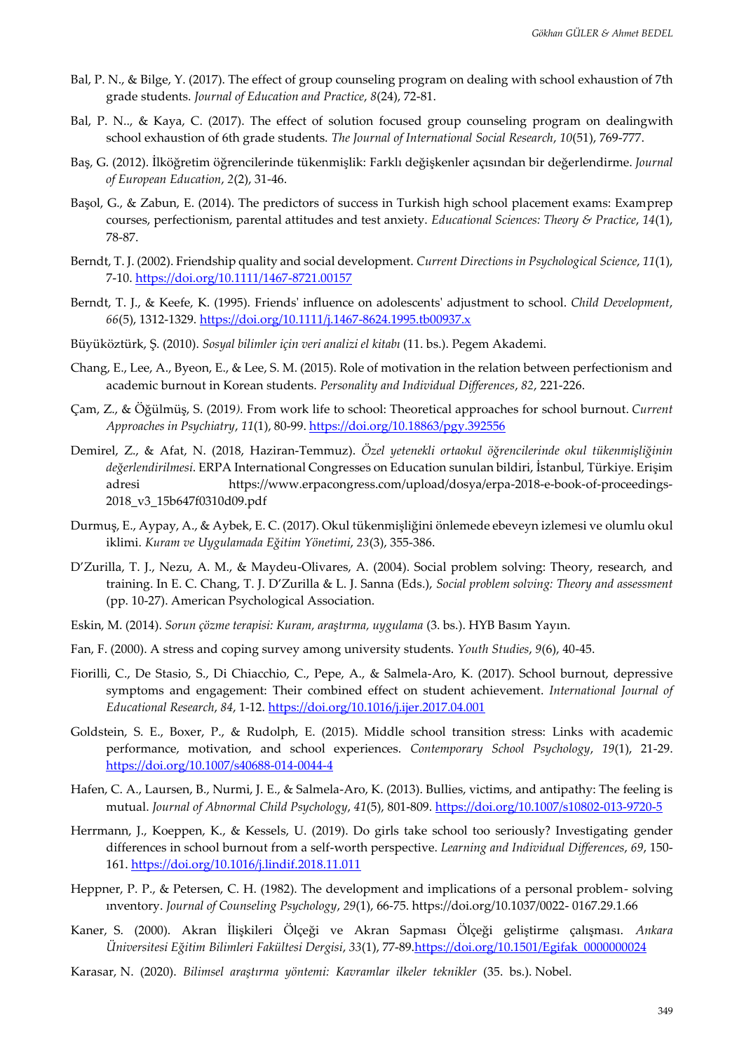Bal, P. N., & Bilge, Y. (2017). The effect of group counseling program on dealing with school exhaustion of 7th grade students. *Journal of Education and Practice*, *8*(24), 72-81.

Bal, P. N.., & Kaya, C. (2017). The effect of solution focused group counseling program on dealingwith school exhaustion of 6th grade students. *The Journal of International Social Research*, *10*(51), 769-777.

Baş, G. (2012). İlköğretim öğrencilerinde tükenmişlik: Farklı değişkenler açısından bir değerlendirme. *Journal of European Education*, *2*(2), 31-46.

Başol, G., & Zabun, E. (2014). The predictors of success in Turkish high school placement exams: Examprep courses, perfectionism, parental attitudes and test anxiety. *Educational Sciences: Theory & Practice*, *14*(1), 78-87.

Berndt, T. J. (2002). Friendship quality and social development. *Current Directions in Psychological Science*, *11*(1), 7-10. https://doi.org/10.1111/1467-8721.00157

Berndt, T. J., & Keefe, K. (1995). Friends' influence on adolescents' adjustment to school. *Child Development*, *66*(5), 1312-1329. https://doi.org/10.1111/j.1467-8624.1995.tb00937.x

Büyüköztürk, Ş. (2010). *Sosyal bilimler için veri analizi el kitabı* (11. bs.). Pegem Akademi.

Chang, E., Lee, A., Byeon, E., & Lee, S. M. (2015). Role of motivation in the relation between perfectionism and academic burnout in Korean students. *Personality and Individual Differences*, *82*, 221-226.

Çam, Z., & Öğülmüş, S. (2019). From work life to school: Theoretical approaches for school burnout. *Current Approaches in Psychiatry*, *11*(1), 80-99. https://doi.org/10.18863/pgy.392556

Demirel, Z., & Afat, N. (2018, Haziran-Temmuz). *Özel yetenekli ortaokul öğrencilerinde okul tükenmişliğinin değerlendirilmesi*. ERPA International Congresses on Education sunulan bildiri, İstanbul, Türkiye. Erişim adresi https://www.erpacongress.com/upload/dosya/erpa-2018-e-book-of-proceedings-2018_v3_15b647f0310d09.pdf

Durmuş, E., Aypay, A., & Aybek, E. C. (2017). Okul tükenmişliğini önlemede ebeveyn izlemesi ve olumlu okul iklimi. *Kuram ve Uygulamada Eğitim Yönetimi*, *23*(3), 355-386.

D'Zurilla, T. J., Nezu, A. M., & Maydeu-Olivares, A. (2004). Social problem solving: Theory, research, and training. In E. C. Chang, T. J. D'Zurilla & L. J. Sanna (Eds.), *Social problem solving: Theory and assessment* (pp. 10-27). American Psychological Association.

Eskin, M. (2014). *Sorun çözme terapisi: Kuram, araştırma, uygulama* (3. bs.). HYB Basım Yayın.

Fan, F. (2000). A stress and coping survey among university students. *Youth Studies*, *9*(6), 40-45.

Fiorilli, C., De Stasio, S., Di Chiacchio, C., Pepe, A., & Salmela-Aro, K. (2017). School burnout, depressive symptoms and engagement: Their combined effect on student achievement. *International Journal of Educational Research*, *84*, 1-12. https://doi.org/10.1016/j.ijer.2017.04.001

Goldstein, S. E., Boxer, P., & Rudolph, E. (2015). Middle school transition stress: Links with academic performance, motivation, and school experiences. *Contemporary School Psychology*, *19*(1), 21-29. https://doi.org/10.1007/s40688-014-0044-4

Hafen, C. A., Laursen, B., Nurmi, J. E., & Salmela-Aro, K. (2013). Bullies, victims, and antipathy: The feeling is mutual. *Journal of Abnormal Child Psychology*, *41*(5), 801-809. https://doi.org/10.1007/s10802-013-9720-5

Herrmann, J., Koeppen, K., & Kessels, U. (2019). Do girls take school too seriously? Investigating gender differences in school burnout from a self-worth perspective. *Learning and Individual Differences*, *69*, 150-161. https://doi.org/10.1016/j.lindif.2018.11.011

Heppner, P. P., & Petersen, C. H. (1982). The development and implications of a personal problem- solving ınventory. *Journal of Counseling Psychology*, *29*(1), 66-75. https://doi.org/10.1037/0022- 0167.29.1.66

Kaner, S. (2000). Akran İlişkileri Ölçeği ve Akran Sapması Ölçeği geliştirme çalışması. *Ankara Üniversitesi Eğitim Bilimleri Fakültesi Dergisi*, *33*(1), 77-89.https://doi.org/10.1501/Egifak_0000000024

Karasar, N. (2020). *Bilimsel araştırma yöntemi: Kavramlar ilkeler teknikler* (35. bs.). Nobel.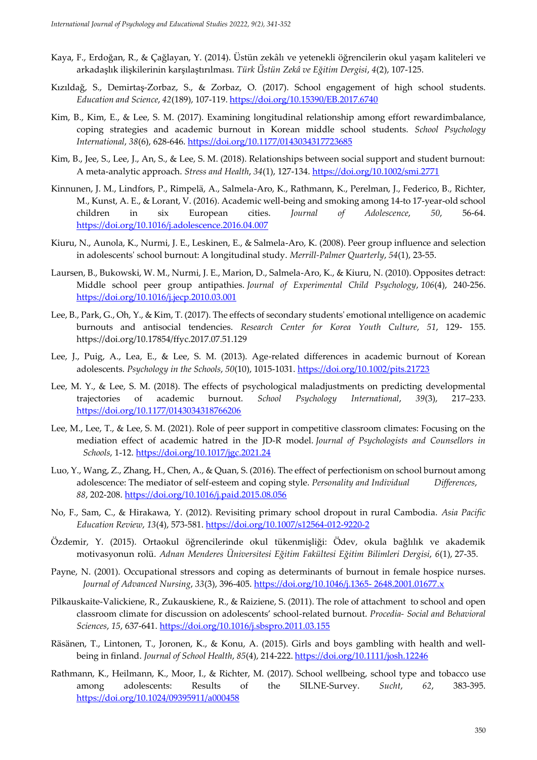Kaya, F., Erdoğan, R., & Çağlayan, Y. (2014). Üstün zekâlı ve yetenekli öğrencilerin okul yaşam kaliteleri ve arkadaşlık ilişkilerinin karşılaştırılması. *Türk Üstün Zekâ ve Eğitim Dergisi*, *4*(2), 107-125.

Kızıldağ, S., Demirtaş-Zorbaz, S., & Zorbaz, O. (2017). School engagement of high school students. *Education and Science*, *42*(189), 107-119. https://doi.org/10.15390/EB.2017.6740

Kim, B., Kim, E., & Lee, S. M. (2017). Examining longitudinal relationship among effort rewardimbalance, coping strategies and academic burnout in Korean middle school students. *School Psychology International*, *38*(6), 628-646. https://doi.org/10.1177/0143034317723685

Kim, B., Jee, S., Lee, J., An, S., & Lee, S. M. (2018). Relationships between social support and student burnout: A meta-analytic approach. *Stress and Health*, *34*(1), 127-134. https://doi.org/10.1002/smi.2771

Kinnunen, J. M., Lindfors, P., Rimpelä, A., Salmela-Aro, K., Rathmann, K., Perelman, J., Federico, B., Richter, M., Kunst, A. E., & Lorant, V. (2016). Academic well-being and smoking among 14-to 17-year-old school children in six European cities. *Journal of Adolescence*, *50*, 56-64. https://doi.org/10.1016/j.adolescence.2016.04.007

Kiuru, N., Aunola, K., Nurmi, J. E., Leskinen, E., & Salmela-Aro, K. (2008). Peer group influence and selection in adolescents' school burnout: A longitudinal study. *Merrill-Palmer Quarterly*, *54*(1), 23-55.

Laursen, B., Bukowski, W. M., Nurmi, J. E., Marion, D., Salmela-Aro, K., & Kiuru, N. (2010). Opposites detract: Middle school peer group antipathies. *Journal of Experimental Child Psychology*, *106*(4), 240-256. https://doi.org/10.1016/j.jecp.2010.03.001

Lee, B., Park, G., Oh, Y., & Kim, T. (2017). The effects of secondary students' emotional ıntelligence on academic burnouts and antisocial tendencies. *Research Center for Korea Youth Culture*, *51*, 129- 155. https://doi.org/10.17854/ffyc.2017.07.51.129

Lee, J., Puig, A., Lea, E., & Lee, S. M. (2013). Age-related differences in academic burnout of Korean adolescents. *Psychology in the Schools*, *50*(10), 1015-1031. https://doi.org/10.1002/pits.21723

Lee, M. Y., & Lee, S. M. (2018). The effects of psychological maladjustments on predicting developmental trajectories of academic burnout. *School Psychology International*, *39*(3), 217–233. https://doi.org/10.1177/0143034318766206

Lee, M., Lee, T., & Lee, S. M. (2021). Role of peer support in competitive classroom climates: Focusing on the mediation effect of academic hatred in the JD-R model. *Journal of Psychologists and Counsellors in Schools*, 1-12. https://doi.org/10.1017/jgc.2021.24

Luo, Y., Wang, Z., Zhang, H., Chen, A., & Quan, S. (2016). The effect of perfectionism on school burnout among adolescence: The mediator of self-esteem and coping style. *Personality and Individual Differences*, *88*, 202-208. https://doi.org/10.1016/j.paid.2015.08.056

No, F., Sam, C., & Hirakawa, Y. (2012). Revisiting primary school dropout in rural Cambodia. *Asia Pacific Education Review*, *13*(4), 573-581. https://doi.org/10.1007/s12564-012-9220-2

Özdemir, Y. (2015). Ortaokul öğrencilerinde okul tükenmişliği: Ödev, okula bağlılık ve akademik motivasyonun rolü. *Adnan Menderes Üniversitesi Eğitim Fakültesi Eğitim Bilimleri Dergisi*, *6*(1), 27-35.

Payne, N. (2001). Occupational stressors and coping as determinants of burnout in female hospice nurses. *Journal of Advanced Nursing*, *33*(3), 396-405. https://doi.org/10.1046/j.1365- 2648.2001.01677.x

Pilkauskaite-Valickiene, R., Zukauskiene, R., & Raiziene, S. (2011). The role of attachment to school and open classroom climate for discussion on adolescents' school-related burnout. *Procedia- Social and Behavioral Sciences*, *15*, 637-641. https://doi.org/10.1016/j.sbspro.2011.03.155

Räsänen, T., Lintonen, T., Joronen, K., & Konu, A. (2015). Girls and boys gambling with health and well-being in finland. *Journal of School Health*, *85*(4), 214-222. https://doi.org/10.1111/josh.12246

Rathmann, K., Heilmann, K., Moor, I., & Richter, M. (2017). School wellbeing, school type and tobacco use among adolescents: Results of the SILNE-Survey. *Sucht*, *62*, 383-395. https://doi.org/10.1024/09395911/a000458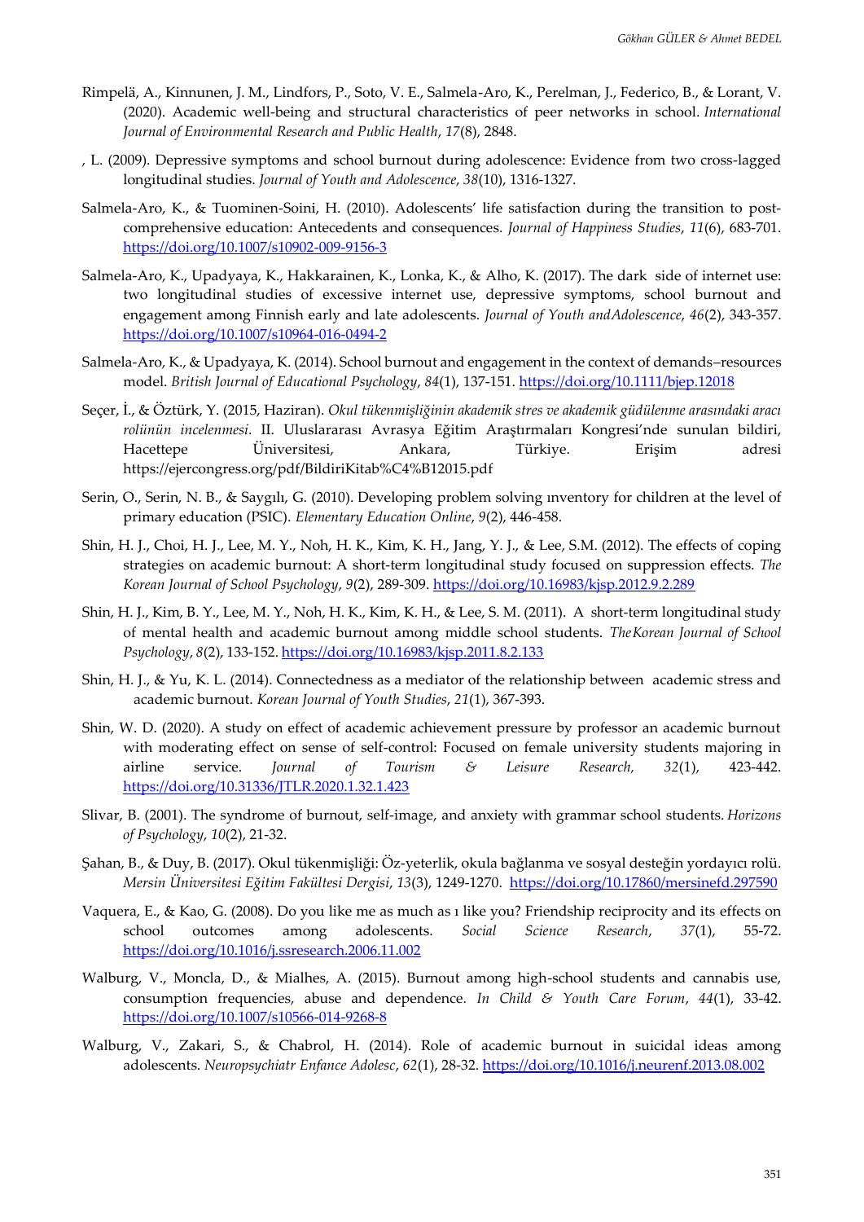Rimpelä, A., Kinnunen, J. M., Lindfors, P., Soto, V. E., Salmela-Aro, K., Perelman, J., Federico, B., & Lorant, V. (2020). Academic well-being and structural characteristics of peer networks in school. *International Journal of Environmental Research and Public Health*, *17*(8), 2848.

, L. (2009). Depressive symptoms and school burnout during adolescence: Evidence from two cross-lagged longitudinal studies. *Journal of Youth and Adolescence*, *38*(10), 1316-1327.

Salmela-Aro, K., & Tuominen-Soini, H. (2010). Adolescents' life satisfaction during the transition to post-comprehensive education: Antecedents and consequences. *Journal of Happiness Studies*, *11*(6), 683-701. https://doi.org/10.1007/s10902-009-9156-3

Salmela-Aro, K., Upadyaya, K., Hakkarainen, K., Lonka, K., & Alho, K. (2017). The dark side of internet use: two longitudinal studies of excessive internet use, depressive symptoms, school burnout and engagement among Finnish early and late adolescents. *Journal of Youth andAdolescence*, *46*(2), 343-357. https://doi.org/10.1007/s10964-016-0494-2

Salmela-Aro, K., & Upadyaya, K. (2014). School burnout and engagement in the context of demands–resources model. *British Journal of Educational Psychology*, *84*(1), 137-151. https://doi.org/10.1111/bjep.12018

Seçer, İ., & Öztürk, Y. (2015, Haziran). *Okul tükenmişliğinin akademik stres ve akademik güdülenme arasındaki aracı rolünün incelenmesi*. II. Uluslararası Avrasya Eğitim Araştırmaları Kongresi'nde sunulan bildiri, Hacettepe Üniversitesi, Ankara, Türkiye. Erişim adresi https://ejercongress.org/pdf/BildiriKitab%C4%B12015.pdf

Serin, O., Serin, N. B., & Saygılı, G. (2010). Developing problem solving ınventory for children at the level of primary education (PSIC). *Elementary Education Online*, *9*(2), 446-458.

Shin, H. J., Choi, H. J., Lee, M. Y., Noh, H. K., Kim, K. H., Jang, Y. J., & Lee, S.M. (2012). The effects of coping strategies on academic burnout: A short-term longitudinal study focused on suppression effects. *The Korean Journal of School Psychology*, *9*(2), 289-309. https://doi.org/10.16983/kjsp.2012.9.2.289

Shin, H. J., Kim, B. Y., Lee, M. Y., Noh, H. K., Kim, K. H., & Lee, S. M. (2011). A short-term longitudinal study of mental health and academic burnout among middle school students. *TheKorean Journal of School Psychology*, *8*(2), 133-152. https://doi.org/10.16983/kjsp.2011.8.2.133

Shin, H. J., & Yu, K. L. (2014). Connectedness as a mediator of the relationship between academic stress and academic burnout. *Korean Journal of Youth Studies*, *21*(1), 367-393.

Shin, W. D. (2020). A study on effect of academic achievement pressure by professor an academic burnout with moderating effect on sense of self-control: Focused on female university students majoring in airline service. *Journal of Tourism & Leisure Research, 32*(1), 423-442. https://doi.org/10.31336/JTLR.2020.1.32.1.423

Slivar, B. (2001). The syndrome of burnout, self-image, and anxiety with grammar school students. *Horizons of Psychology*, *10*(2), 21-32.

Şahan, B., & Duy, B. (2017). Okul tükenmişliği: Öz-yeterlik, okula bağlanma ve sosyal desteğin yordayıcı rolü. *Mersin Üniversitesi Eğitim Fakültesi Dergisi*, *13*(3), 1249-1270. https://doi.org/10.17860/mersinefd.297590

Vaquera, E., & Kao, G. (2008). Do you like me as much as ı like you? Friendship reciprocity and its effects on school outcomes among adolescents. *Social Science Research*, *37*(1), 55-72. https://doi.org/10.1016/j.ssresearch.2006.11.002

Walburg, V., Moncla, D., & Mialhes, A. (2015). Burnout among high-school students and cannabis use, consumption frequencies, abuse and dependence. *In Child & Youth Care Forum*, *44*(1), 33-42. https://doi.org/10.1007/s10566-014-9268-8

Walburg, V., Zakari, S., & Chabrol, H. (2014). Role of academic burnout in suicidal ideas among adolescents. *Neuropsychiatr Enfance Adolesc*, *62*(1), 28-32. https://doi.org/10.1016/j.neurenf.2013.08.002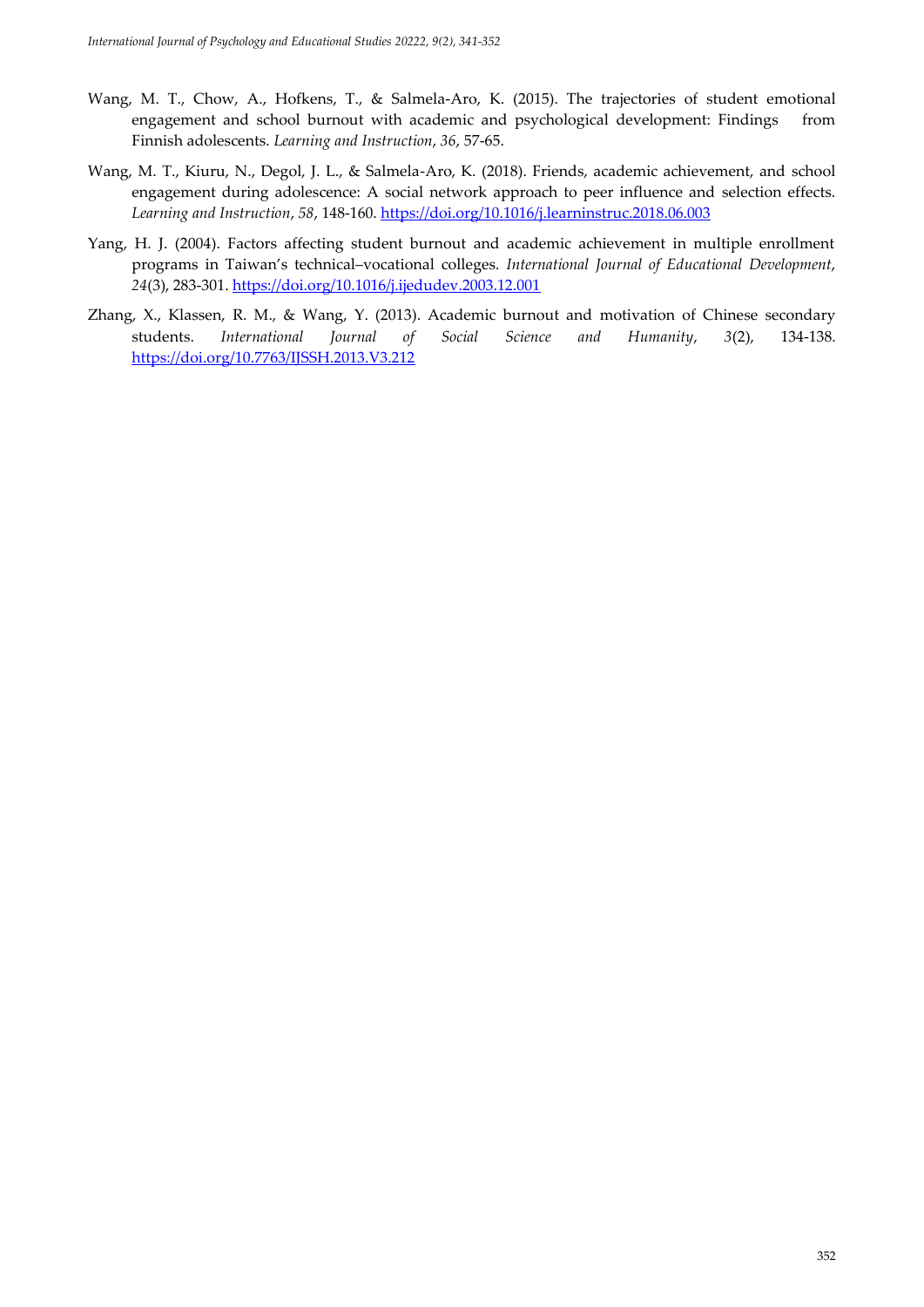Wang, M. T., Chow, A., Hofkens, T., & Salmela-Aro, K. (2015). The trajectories of student emotional engagement and school burnout with academic and psychological development: Findings from Finnish adolescents. *Learning and Instruction*, *36*, 57-65.

Wang, M. T., Kiuru, N., Degol, J. L., & Salmela-Aro, K. (2018). Friends, academic achievement, and school engagement during adolescence: A social network approach to peer influence and selection effects. *Learning and Instruction*, *58*, 148-160. https://doi.org/10.1016/j.learninstruc.2018.06.003

Yang, H. J. (2004). Factors affecting student burnout and academic achievement in multiple enrollment programs in Taiwan's technical–vocational colleges. *International Journal of Educational Development*, *24*(3), 283-301. https://doi.org/10.1016/j.ijedudev.2003.12.001

Zhang, X., Klassen, R. M., & Wang, Y. (2013). Academic burnout and motivation of Chinese secondary students. *International Journal of Social Science and Humanity*, *3*(2), 134-138. https://doi.org/10.7763/IJSSH.2013.V3.212